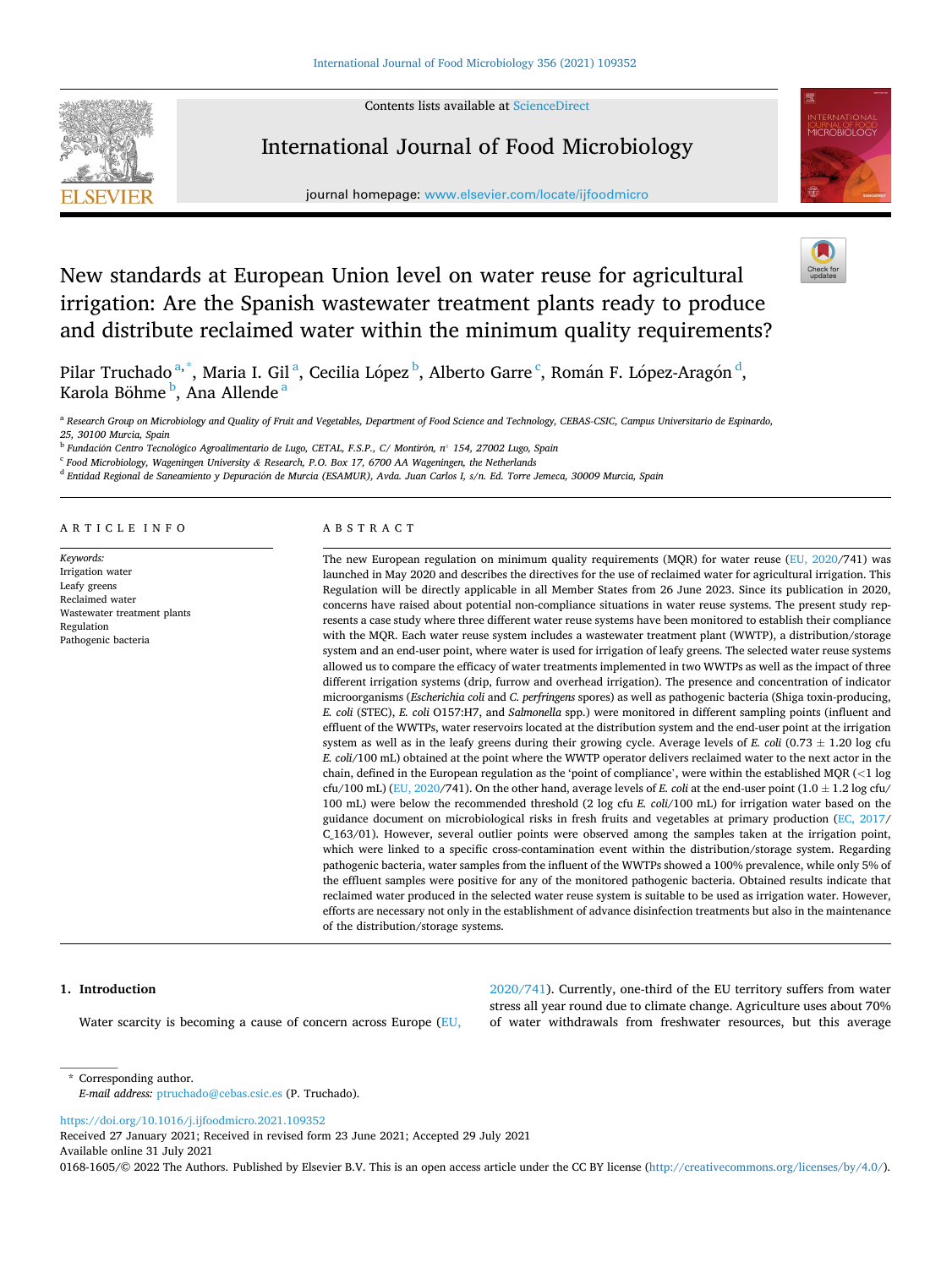# New standards at European Union level on water reuse for agricultural irrigation: Are the Spanish wastewater treatment plants ready to produce and distribute reclaimed water within the minimum quality requirements?

Pilar Truchado [a,*], Maria I. Gil [a], Cecilia López [b], Alberto Garre [c], Román F. López-Aragón [d], Karola Böhme [b], Ana Allende [a]

[a] Research Group on Microbiology and Quality of Fruit and Vegetables, Department of Food Science and Technology, CEBAS-CSIC, Campus Universitario de Espinardo, 25, 30100 Murcia, Spain

[b] Fundación Centro Tecnológico Agroalimentario de Lugo, CETAL, F.S.P., C/ Montirón, n° 154, 27002 Lugo, Spain

[c] Food Microbiology, Wageningen University & Research, P.O. Box 17, 6700 AA Wageningen, the Netherlands

[d] Entidad Regional de Saneamiento y Depuración de Murcia (ESAMUR), Avda. Juan Carlos I, s/n. Ed. Torre Jemeca, 30009 Murcia, Spain

## ARTICLE INFO

*Keywords:*
Irrigation water
Leafy greens
Reclaimed water
Wastewater treatment plants
Regulation
Pathogenic bacteria

## ABSTRACT

The new European regulation on minimum quality requirements (MQR) for water reuse (EU, 2020/741) was launched in May 2020 and describes the directives for the use of reclaimed water for agricultural irrigation. This Regulation will be directly applicable in all Member States from 26 June 2023. Since its publication in 2020, concerns have raised about potential non-compliance situations in water reuse systems. The present study represents a case study where three different water reuse systems have been monitored to establish their compliance with the MQR. Each water reuse system includes a wastewater treatment plant (WWTP), a distribution/storage system and an end-user point, where water is used for irrigation of leafy greens. The selected water reuse systems allowed us to compare the efficacy of water treatments implemented in two WWTPs as well as the impact of three different irrigation systems (drip, furrow and overhead irrigation). The presence and concentration of indicator microorganisms (*Escherichia coli* and *C. perfringens* spores) as well as pathogenic bacteria (Shiga toxin-producing, *E. coli* (STEC), *E. coli* O157:H7, and *Salmonella* spp.) were monitored in different sampling points (influent and effluent of the WWTPs, water reservoirs located at the distribution system and the end-user point at the irrigation system as well as in the leafy greens during their growing cycle. Average levels of *E. coli* (0.73 ± 1.20 log cfu *E. coli*/100 mL) obtained at the point where the WWTP operator delivers reclaimed water to the next actor in the chain, defined in the European regulation as the 'point of compliance', were within the established MQR (<1 log cfu/100 mL) (EU, 2020/741). On the other hand, average levels of *E. coli* at the end-user point (1.0 ± 1.2 log cfu/100 mL) were below the recommended threshold (2 log cfu *E. coli*/100 mL) for irrigation water based on the guidance document on microbiological risks in fresh fruits and vegetables at primary production (EC, 2017/C_163/01). However, several outlier points were observed among the samples taken at the irrigation point, which were linked to a specific cross-contamination event within the distribution/storage system. Regarding pathogenic bacteria, water samples from the influent of the WWTPs showed a 100% prevalence, while only 5% of the effluent samples were positive for any of the monitored pathogenic bacteria. Obtained results indicate that reclaimed water produced in the selected water reuse system is suitable to be used as irrigation water. However, efforts are necessary not only in the establishment of advance disinfection treatments but also in the maintenance of the distribution/storage systems.

## 1. Introduction

Water scarcity is becoming a cause of concern across Europe (EU, 2020/741). Currently, one-third of the EU territory suffers from water stress all year round due to climate change. Agriculture uses about 70% of water withdrawals from freshwater resources, but this average

\* Corresponding author.
*E-mail address:* ptruchado@cebas.csic.es (P. Truchado).

https://doi.org/10.1016/j.ijfoodmicro.2021.109352
Received 27 January 2021; Received in revised form 23 June 2021; Accepted 29 July 2021
Available online 31 July 2021
0168-1605/© 2022 The Authors. Published by Elsevier B.V. This is an open access article under the CC BY license (http://creativecommons.org/licenses/by/4.0/).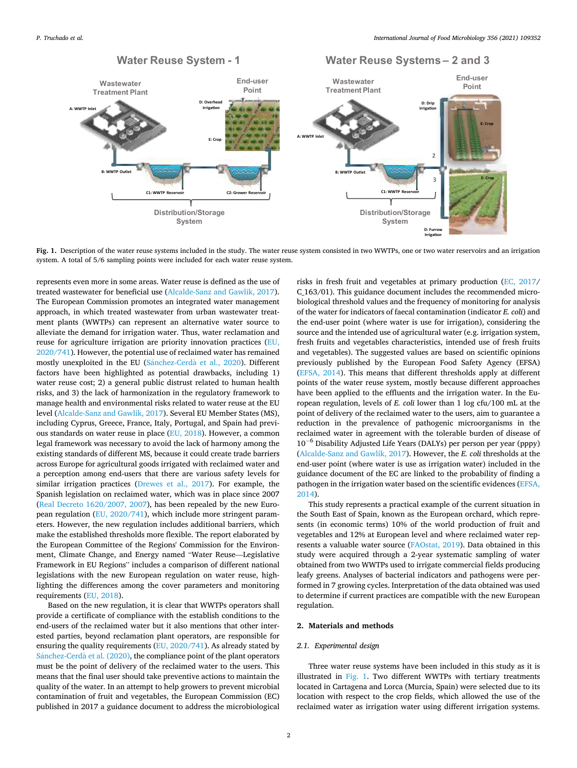**Fig. 1.** Description of the water reuse systems included in the study. The water reuse system consisted in two WWTPs, one or two water reservoirs and an irrigation system. A total of 5/6 sampling points were included for each water reuse system.

represents even more in some areas. Water reuse is defined as the use of treated wastewater for beneficial use (Alcalde-Sanz and Gawlik, 2017). The European Commission promotes an integrated water management approach, in which treated wastewater from urban wastewater treatment plants (WWTPs) can represent an alternative water source to alleviate the demand for irrigation water. Thus, water reclamation and reuse for agriculture irrigation are priority innovation practices (EU, 2020/741). However, the potential use of reclaimed water has remained mostly unexploited in the EU (Sánchez-Cerdà et al., 2020). Different factors have been highlighted as potential drawbacks, including 1) water reuse cost; 2) a general public distrust related to human health risks, and 3) the lack of harmonization in the regulatory framework to manage health and environmental risks related to water reuse at the EU level (Alcalde-Sanz and Gawlik, 2017). Several EU Member States (MS), including Cyprus, Greece, France, Italy, Portugal, and Spain had previous standards on water reuse in place (EU, 2018). However, a common legal framework was necessary to avoid the lack of harmony among the existing standards of different MS, because it could create trade barriers across Europe for agricultural goods irrigated with reclaimed water and a perception among end-users that there are various safety levels for similar irrigation practices (Drewes et al., 2017). For example, the Spanish legislation on reclaimed water, which was in place since 2007 (Real Decreto 1620/2007, 2007), has been repealed by the new European regulation (EU, 2020/741), which include more stringent parameters. However, the new regulation includes additional barriers, which make the established thresholds more flexible. The report elaborated by the European Committee of the Regions' Commission for the Environment, Climate Change, and Energy named "Water Reuse—Legislative Framework in EU Regions" includes a comparison of different national legislations with the new European regulation on water reuse, highlighting the differences among the cover parameters and monitoring requirements (EU, 2018).

Based on the new regulation, it is clear that WWTPs operators shall provide a certificate of compliance with the establish conditions to the end-users of the reclaimed water but it also mentions that other interested parties, beyond reclamation plant operators, are responsible for ensuring the quality requirements (EU, 2020/741). As already stated by Sánchez-Cerdà et al. (2020), the compliance point of the plant operators must be the point of delivery of the reclaimed water to the users. This means that the final user should take preventive actions to maintain the quality of the water. In an attempt to help growers to prevent microbial contamination of fruit and vegetables, the European Commission (EC) published in 2017 a guidance document to address the microbiological risks in fresh fruit and vegetables at primary production (EC, 2017/C_163/01). This guidance document includes the recommended microbiological threshold values and the frequency of monitoring for analysis of the water for indicators of faecal contamination (indicator *E. coli*) and the end-user point (where water is use for irrigation), considering the source and the intended use of agricultural water (e.g. irrigation system, fresh fruits and vegetables characteristics, intended use of fresh fruits and vegetables). The suggested values are based on scientific opinions previously published by the European Food Safety Agency (EFSA) (EFSA, 2014). This means that different thresholds apply at different points of the water reuse system, mostly because different approaches have been applied to the effluents and the irrigation water. In the European regulation, levels of *E. coli* lower than 1 log cfu/100 mL at the point of delivery of the reclaimed water to the users, aim to guarantee a reduction in the prevalence of pathogenic microorganisms in the reclaimed water in agreement with the tolerable burden of disease of $10^{-6}$ Disability Adjusted Life Years (DALYs) per person per year (pppy) (Alcalde-Sanz and Gawlik, 2017). However, the *E. coli* thresholds at the end-user point (where water is use as irrigation water) included in the guidance document of the EC are linked to the probability of finding a pathogen in the irrigation water based on the scientific evidences (EFSA, 2014).

This study represents a practical example of the current situation in the South East of Spain, known as the European orchard, which represents (in economic terms) 10% of the world production of fruit and vegetables and 12% at European level and where reclaimed water represents a valuable water source (FAOstat, 2019). Data obtained in this study were acquired through a 2-year systematic sampling of water obtained from two WWTPs used to irrigate commercial fields producing leafy greens. Analyses of bacterial indicators and pathogens were performed in 7 growing cycles. Interpretation of the data obtained was used to determine if current practices are compatible with the new European regulation.

## 2. Materials and methods

### 2.1. Experimental design

Three water reuse systems have been included in this study as it is illustrated in Fig. 1. Two different WWTPs with tertiary treatments located in Cartagena and Lorca (Murcia, Spain) were selected due to its location with respect to the crop fields, which allowed the use of the reclaimed water as irrigation water using different irrigation systems.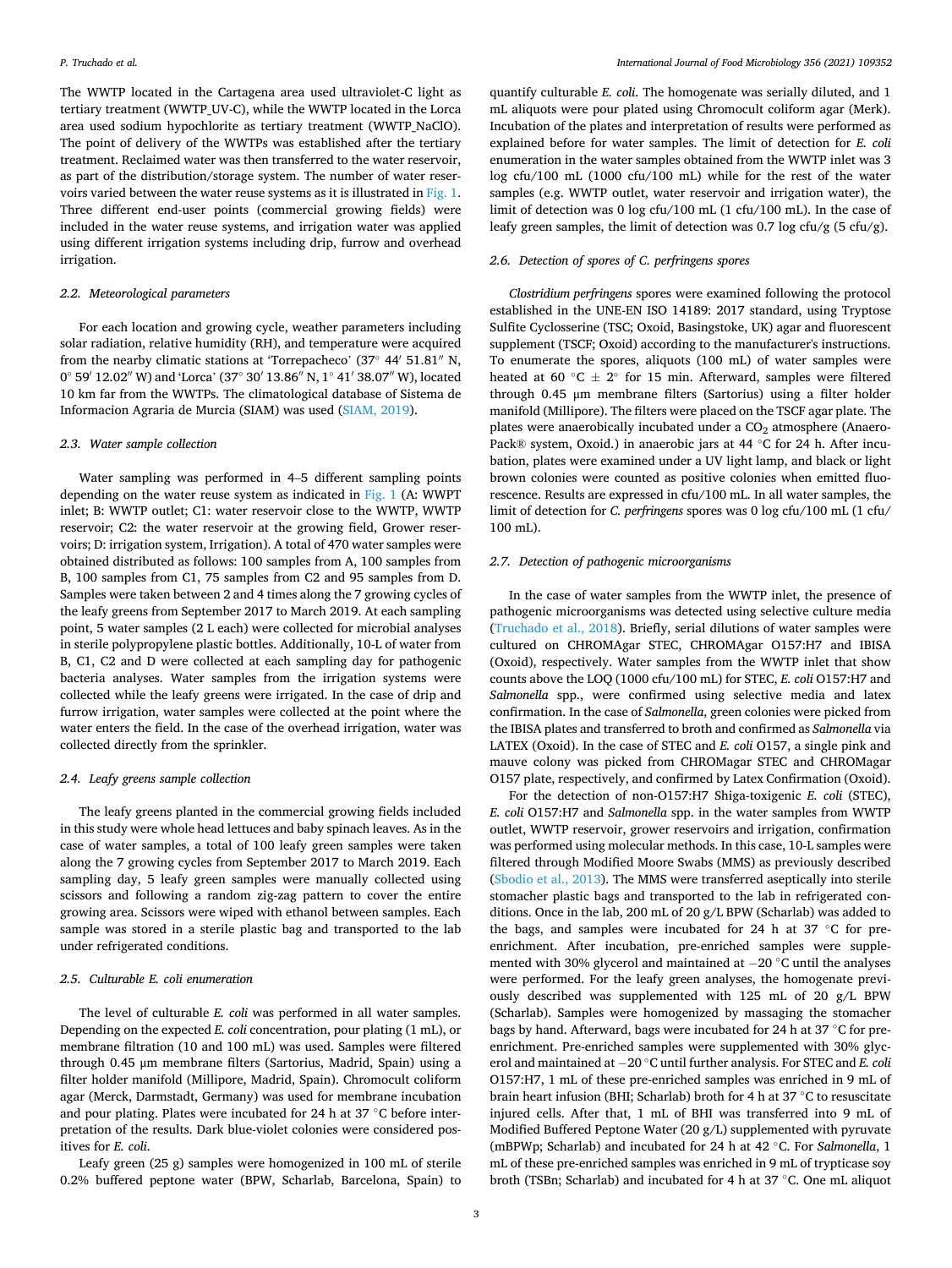The WWTP located in the Cartagena area used ultraviolet-C light as tertiary treatment (WWTP_UV-C), while the WWTP located in the Lorca area used sodium hypochlorite as tertiary treatment (WWTP_NaClO). The point of delivery of the WWTPs was established after the tertiary treatment. Reclaimed water was then transferred to the water reservoir, as part of the distribution/storage system. The number of water reservoirs varied between the water reuse systems as it is illustrated in Fig. 1. Three different end-user points (commercial growing fields) were included in the water reuse systems, and irrigation water was applied using different irrigation systems including drip, furrow and overhead irrigation.

### 2.2. Meteorological parameters

For each location and growing cycle, weather parameters including solar radiation, relative humidity (RH), and temperature were acquired from the nearby climatic stations at 'Torrepacheco' (37° 44′ 51.81″ N, 0° 59′ 12.02″ W) and 'Lorca' (37° 30′ 13.86″ N, 1° 41′ 38.07″ W), located 10 km far from the WWTPs. The climatological database of Sistema de Informacion Agraria de Murcia (SIAM) was used (SIAM, 2019).

### 2.3. Water sample collection

Water sampling was performed in 4–5 different sampling points depending on the water reuse system as indicated in Fig. 1 (A: WWPT inlet; B: WWTP outlet; C1: water reservoir close to the WWTP, WWTP reservoir; C2: the water reservoir at the growing field, Grower reservoirs; D: irrigation system, Irrigation). A total of 470 water samples were obtained distributed as follows: 100 samples from A, 100 samples from B, 100 samples from C1, 75 samples from C2 and 95 samples from D. Samples were taken between 2 and 4 times along the 7 growing cycles of the leafy greens from September 2017 to March 2019. At each sampling point, 5 water samples (2 L each) were collected for microbial analyses in sterile polypropylene plastic bottles. Additionally, 10-L of water from B, C1, C2 and D were collected at each sampling day for pathogenic bacteria analyses. Water samples from the irrigation systems were collected while the leafy greens were irrigated. In the case of drip and furrow irrigation, water samples were collected at the point where the water enters the field. In the case of the overhead irrigation, water was collected directly from the sprinkler.

### 2.4. Leafy greens sample collection

The leafy greens planted in the commercial growing fields included in this study were whole head lettuces and baby spinach leaves. As in the case of water samples, a total of 100 leafy green samples were taken along the 7 growing cycles from September 2017 to March 2019. Each sampling day, 5 leafy green samples were manually collected using scissors and following a random zig-zag pattern to cover the entire growing area. Scissors were wiped with ethanol between samples. Each sample was stored in a sterile plastic bag and transported to the lab under refrigerated conditions.

### 2.5. Culturable *E. coli* enumeration

The level of culturable *E. coli* was performed in all water samples. Depending on the expected *E. coli* concentration, pour plating (1 mL), or membrane filtration (10 and 100 mL) was used. Samples were filtered through 0.45 μm membrane filters (Sartorius, Madrid, Spain) using a filter holder manifold (Millipore, Madrid, Spain). Chromocult coliform agar (Merck, Darmstadt, Germany) was used for membrane incubation and pour plating. Plates were incubated for 24 h at 37 °C before interpretation of the results. Dark blue-violet colonies were considered positives for *E. coli*.

Leafy green (25 g) samples were homogenized in 100 mL of sterile 0.2% buffered peptone water (BPW, Scharlab, Barcelona, Spain) to quantify culturable *E. coli*. The homogenate was serially diluted, and 1 mL aliquots were pour plated using Chromocult coliform agar (Merk). Incubation of the plates and interpretation of results were performed as explained before for water samples. The limit of detection for *E. coli* enumeration in the water samples obtained from the WWTP inlet was 3 log cfu/100 mL (1000 cfu/100 mL) while for the rest of the water samples (e.g. WWTP outlet, water reservoir and irrigation water), the limit of detection was 0 log cfu/100 mL (1 cfu/100 mL). In the case of leafy green samples, the limit of detection was 0.7 log cfu/g (5 cfu/g).

### 2.6. Detection of spores of *C. perfringens* spores

*Clostridium perfringens* spores were examined following the protocol established in the UNE-EN ISO 14189: 2017 standard, using Tryptose Sulfite Cyclosserine (TSC; Oxoid, Basingstoke, UK) agar and fluorescent supplement (TSCF; Oxoid) according to the manufacturer's instructions. To enumerate the spores, aliquots (100 mL) of water samples were heated at 60 °C ± 2° for 15 min. Afterward, samples were filtered through 0.45 μm membrane filters (Sartorius) using a filter holder manifold (Millipore). The filters were placed on the TSCF agar plate. The plates were anaerobically incubated under a $CO_2$ atmosphere (AnaeroPack® system, Oxoid.) in anaerobic jars at 44 °C for 24 h. After incubation, plates were examined under a UV light lamp, and black or light brown colonies were counted as positive colonies when emitted fluorescence. Results are expressed in cfu/100 mL. In all water samples, the limit of detection for *C. perfringens* spores was 0 log cfu/100 mL (1 cfu/100 mL).

### 2.7. Detection of pathogenic microorganisms

In the case of water samples from the WWTP inlet, the presence of pathogenic microorganisms was detected using selective culture media (Truchado et al., 2018). Briefly, serial dilutions of water samples were cultured on CHROMAgar STEC, CHROMAgar O157:H7 and IBISA (Oxoid), respectively. Water samples from the WWTP inlet that show counts above the LOQ (1000 cfu/100 mL) for STEC, *E. coli* O157:H7 and *Salmonella* spp., were confirmed using selective media and latex confirmation. In the case of *Salmonella*, green colonies were picked from the IBISA plates and transferred to broth and confirmed as *Salmonella* via LATEX (Oxoid). In the case of STEC and *E. coli* O157, a single pink and mauve colony was picked from CHROMagar STEC and CHROMagar O157 plate, respectively, and confirmed by Latex Confirmation (Oxoid).

For the detection of non-O157:H7 Shiga-toxigenic *E. coli* (STEC), *E. coli* O157:H7 and *Salmonella* spp. in the water samples from WWTP outlet, WWTP reservoir, grower reservoirs and irrigation, confirmation was performed using molecular methods. In this case, 10-L samples were filtered through Modified Moore Swabs (MMS) as previously described (Sbodio et al., 2013). The MMS were transferred aseptically into sterile stomacher plastic bags and transported to the lab in refrigerated conditions. Once in the lab, 200 mL of 20 g/L BPW (Scharlab) was added to the bags, and samples were incubated for 24 h at 37 °C for pre-enrichment. After incubation, pre-enriched samples were supplemented with 30% glycerol and maintained at −20 °C until the analyses were performed. For the leafy green analyses, the homogenate previously described was supplemented with 125 mL of 20 g/L BPW (Scharlab). Samples were homogenized by massaging the stomacher bags by hand. Afterward, bags were incubated for 24 h at 37 °C for pre-enrichment. Pre-enriched samples were supplemented with 30% glycerol and maintained at −20 °C until further analysis. For STEC and *E. coli* O157:H7, 1 mL of these pre-enriched samples was enriched in 9 mL of brain heart infusion (BHI; Scharlab) broth for 4 h at 37 °C to resuscitate injured cells. After that, 1 mL of BHI was transferred into 9 mL of Modified Buffered Peptone Water (20 g/L) supplemented with pyruvate (mBPWp; Scharlab) and incubated for 24 h at 42 °C. For *Salmonella*, 1 mL of these pre-enriched samples was enriched in 9 mL of trypticase soy broth (TSBn; Scharlab) and incubated for 4 h at 37 °C. One mL aliquot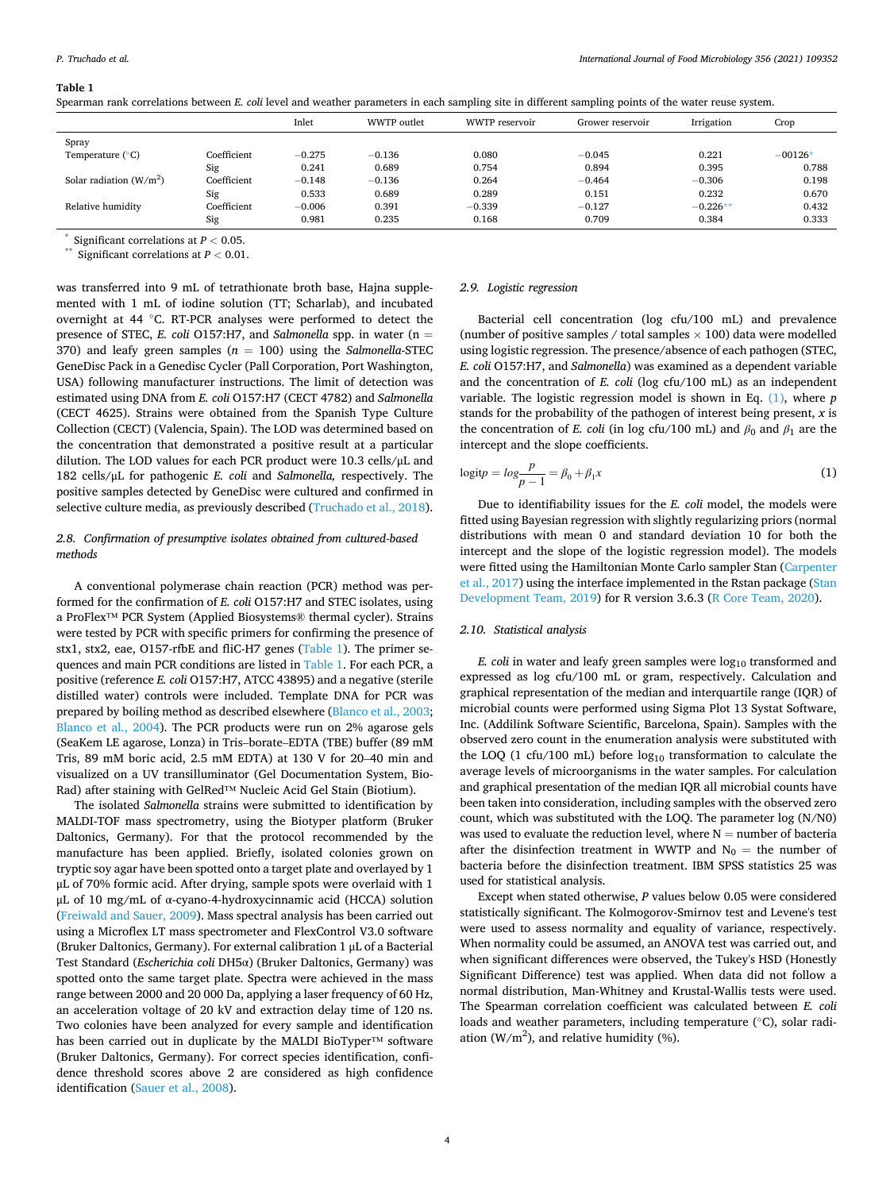**Table 1**
Spearman rank correlations between *E. coli* level and weather parameters in each sampling site in different sampling points of the water reuse system.

| | | Inlet | WWTP outlet | WWTP reservoir | Grower reservoir | Irrigation | Crop |
|---|---|---|---|---|---|---|---|
| Spray | | | | | | | |
| Temperature (°C) | Coefficient | −0.275 | −0.136 | 0.080 | −0.045 | 0.221 | −00126* |
| | Sig | 0.241 | 0.689 | 0.754 | 0.894 | 0.395 | 0.788 |
| Solar radiation (W/m$^2$) | Coefficient | −0.148 | −0.136 | 0.264 | −0.464 | −0.306 | 0.198 |
| | Sig | 0.533 | 0.689 | 0.289 | 0.151 | 0.232 | 0.670 |
| Relative humidity | Coefficient | −0.006 | 0.391 | −0.339 | −0.127 | −0.226** | 0.432 |
| | Sig | 0.981 | 0.235 | 0.168 | 0.709 | 0.384 | 0.333 |

\* Significant correlations at $P < 0.05$.
\*\* Significant correlations at $P < 0.01$.

was transferred into 9 mL of tetrathionate broth base, Hajna supplemented with 1 mL of iodine solution (TT; Scharlab), and incubated overnight at 44 °C. RT-PCR analyses were performed to detect the presence of STEC, *E. coli* O157:H7, and *Salmonella* spp. in water (n = 370) and leafy green samples (*n* = 100) using the *Salmonella*-STEC GeneDisc Pack in a Genedisc Cycler (Pall Corporation, Port Washington, USA) following manufacturer instructions. The limit of detection was estimated using DNA from *E. coli* O157:H7 (CECT 4782) and *Salmonella* (CECT 4625). Strains were obtained from the Spanish Type Culture Collection (CECT) (Valencia, Spain). The LOD was determined based on the concentration that demonstrated a positive result at a particular dilution. The LOD values for each PCR product were 10.3 cells/μL and 182 cells/μL for pathogenic *E. coli* and *Salmonella,* respectively. The positive samples detected by GeneDisc were cultured and confirmed in selective culture media, as previously described (Truchado et al., 2018).

### 2.8. Confirmation of presumptive isolates obtained from cultured-based methods

A conventional polymerase chain reaction (PCR) method was performed for the confirmation of *E. coli* O157:H7 and STEC isolates, using a ProFlex™ PCR System (Applied Biosystems® thermal cycler). Strains were tested by PCR with specific primers for confirming the presence of stx1, stx2, eae, O157-rfbE and fliC-H7 genes (Table 1). The primer sequences and main PCR conditions are listed in Table 1. For each PCR, a positive (reference *E. coli* O157:H7, ATCC 43895) and a negative (sterile distilled water) controls were included. Template DNA for PCR was prepared by boiling method as described elsewhere (Blanco et al., 2003; Blanco et al., 2004). The PCR products were run on 2% agarose gels (SeaKem LE agarose, Lonza) in Tris–borate–EDTA (TBE) buffer (89 mM Tris, 89 mM boric acid, 2.5 mM EDTA) at 130 V for 20–40 min and visualized on a UV transilluminator (Gel Documentation System, Bio-Rad) after staining with GelRed™ Nucleic Acid Gel Stain (Biotium).

The isolated *Salmonella* strains were submitted to identification by MALDI-TOF mass spectrometry, using the Biotyper platform (Bruker Daltonics, Germany). For that the protocol recommended by the manufacture has been applied. Briefly, isolated colonies grown on tryptic soy agar have been spotted onto a target plate and overlayed by 1 μL of 70% formic acid. After drying, sample spots were overlaid with 1 μL of 10 mg/mL of α-cyano-4-hydroxycinnamic acid (HCCA) solution (Freiwald and Sauer, 2009). Mass spectral analysis has been carried out using a Microflex LT mass spectrometer and FlexControl V3.0 software (Bruker Daltonics, Germany). For external calibration 1 μL of a Bacterial Test Standard (*Escherichia coli* DH5α) (Bruker Daltonics, Germany) was spotted onto the same target plate. Spectra were achieved in the mass range between 2000 and 20 000 Da, applying a laser frequency of 60 Hz, an acceleration voltage of 20 kV and extraction delay time of 120 ns. Two colonies have been analyzed for every sample and identification has been carried out in duplicate by the MALDI BioTyper™ software (Bruker Daltonics, Germany). For correct species identification, confidence threshold scores above 2 are considered as high confidence identification (Sauer et al., 2008).

### 2.9. Logistic regression

Bacterial cell concentration (log cfu/100 mL) and prevalence (number of positive samples / total samples × 100) data were modelled using logistic regression. The presence/absence of each pathogen (STEC, *E. coli* O157:H7, and *Salmonella*) was examined as a dependent variable and the concentration of *E. coli* (log cfu/100 mL) as an independent variable. The logistic regression model is shown in Eq. (1), where *p* stands for the probability of the pathogen of interest being present, *x* is the concentration of *E. coli* (in log cfu/100 mL) and $\beta_0$ and $\beta_1$ are the intercept and the slope coefficients.

$$\text{logit}p = log\frac{p}{p-1} = \beta_0 + \beta_1 x \tag{1}$$

Due to identifiability issues for the *E. coli* model, the models were fitted using Bayesian regression with slightly regularizing priors (normal distributions with mean 0 and standard deviation 10 for both the intercept and the slope of the logistic regression model). The models were fitted using the Hamiltonian Monte Carlo sampler Stan (Carpenter et al., 2017) using the interface implemented in the Rstan package (Stan Development Team, 2019) for R version 3.6.3 (R Core Team, 2020).

### 2.10. Statistical analysis

*E. coli* in water and leafy green samples were $\log_{10}$ transformed and expressed as log cfu/100 mL or gram, respectively. Calculation and graphical representation of the median and interquartile range (IQR) of microbial counts were performed using Sigma Plot 13 Systat Software, Inc. (Addilink Software Scientific, Barcelona, Spain). Samples with the observed zero count in the enumeration analysis were substituted with the LOQ (1 cfu/100 mL) before $\log_{10}$ transformation to calculate the average levels of microorganisms in the water samples. For calculation and graphical presentation of the median IQR all microbial counts have been taken into consideration, including samples with the observed zero count, which was substituted with the LOQ. The parameter log (N/N0) was used to evaluate the reduction level, where N = number of bacteria after the disinfection treatment in WWTP and $N_0$ = the number of bacteria before the disinfection treatment. IBM SPSS statistics 25 was used for statistical analysis.

Except when stated otherwise, *P* values below 0.05 were considered statistically significant. The Kolmogorov-Smirnov test and Levene's test were used to assess normality and equality of variance, respectively. When normality could be assumed, an ANOVA test was carried out, and when significant differences were observed, the Tukey's HSD (Honestly Significant Difference) test was applied. When data did not follow a normal distribution, Man-Whitney and Krustal-Wallis tests were used. The Spearman correlation coefficient was calculated between *E. coli* loads and weather parameters, including temperature (°C), solar radiation (W/m$^2$), and relative humidity (%).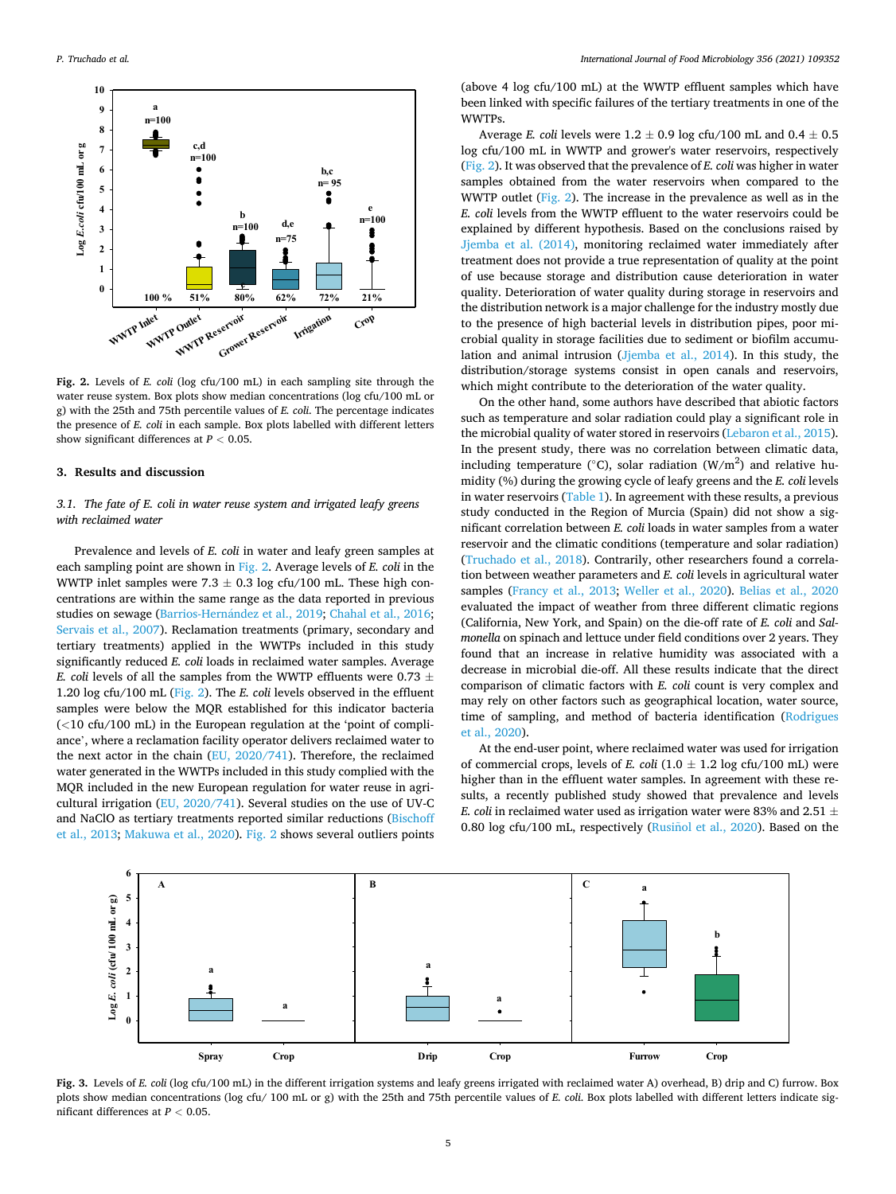Fig. 2. Levels of *E. coli* (log cfu/100 mL) in each sampling site through the water reuse system. Box plots show median concentrations (log cfu/100 mL or g) with the 25th and 75th percentile values of *E. coli*. The percentage indicates the presence of *E. coli* in each sample. Box plots labelled with different letters show significant differences at $P < 0.05$.

## 3. Results and discussion

### 3.1. The fate of E. coli in water reuse system and irrigated leafy greens with reclaimed water

Prevalence and levels of *E. coli* in water and leafy green samples at each sampling point are shown in Fig. 2. Average levels of *E. coli* in the WWTP inlet samples were 7.3 ± 0.3 log cfu/100 mL. These high concentrations are within the same range as the data reported in previous studies on sewage (Barrios-Hernández et al., 2019; Chahal et al., 2016; Servais et al., 2007). Reclamation treatments (primary, secondary and tertiary treatments) applied in the WWTPs included in this study significantly reduced *E. coli* loads in reclaimed water samples. Average *E. coli* levels of all the samples from the WWTP effluents were 0.73 ± 1.20 log cfu/100 mL (Fig. 2). The *E. coli* levels observed in the effluent samples were below the MQR established for this indicator bacteria (<10 cfu/100 mL) in the European regulation at the 'point of compliance', where a reclamation facility operator delivers reclaimed water to the next actor in the chain (EU, 2020/741). Therefore, the reclaimed water generated in the WWTPs included in this study complied with the MQR included in the new European regulation for water reuse in agricultural irrigation (EU, 2020/741). Several studies on the use of UV-C and NaClO as tertiary treatments reported similar reductions (Bischoff et al., 2013; Makuwa et al., 2020). Fig. 2 shows several outliers points (above 4 log cfu/100 mL) at the WWTP effluent samples which have been linked with specific failures of the tertiary treatments in one of the WWTPs.

Average *E. coli* levels were 1.2 ± 0.9 log cfu/100 mL and 0.4 ± 0.5 log cfu/100 mL in WWTP and grower's water reservoirs, respectively (Fig. 2). It was observed that the prevalence of *E. coli* was higher in water samples obtained from the water reservoirs when compared to the WWTP outlet (Fig. 2). The increase in the prevalence as well as in the *E. coli* levels from the WWTP effluent to the water reservoirs could be explained by different hypothesis. Based on the conclusions raised by Jjemba et al. (2014), monitoring reclaimed water immediately after treatment does not provide a true representation of quality at the point of use because storage and distribution cause deterioration in water quality. Deterioration of water quality during storage in reservoirs and the distribution network is a major challenge for the industry mostly due to the presence of high bacterial levels in distribution pipes, poor microbial quality in storage facilities due to sediment or biofilm accumulation and animal intrusion (Jjemba et al., 2014). In this study, the distribution/storage systems consist in open canals and reservoirs, which might contribute to the deterioration of the water quality.

On the other hand, some authors have described that abiotic factors such as temperature and solar radiation could play a significant role in the microbial quality of water stored in reservoirs (Lebaron et al., 2015). In the present study, there was no correlation between climatic data, including temperature (°C), solar radiation (W/m$^2$) and relative humidity (%) during the growing cycle of leafy greens and the *E. coli* levels in water reservoirs (Table 1). In agreement with these results, a previous study conducted in the Region of Murcia (Spain) did not show a significant correlation between *E. coli* loads in water samples from a water reservoir and the climatic conditions (temperature and solar radiation) (Truchado et al., 2018). Contrarily, other researchers found a correlation between weather parameters and *E. coli* levels in agricultural water samples (Francy et al., 2013; Weller et al., 2020). Belias et al., 2020 evaluated the impact of weather from three different climatic regions (California, New York, and Spain) on the die-off rate of *E. coli* and *Salmonella* on spinach and lettuce under field conditions over 2 years. They found that an increase in relative humidity was associated with a decrease in microbial die-off. All these results indicate that the direct comparison of climatic factors with *E. coli* count is very complex and may rely on other factors such as geographical location, water source, time of sampling, and method of bacteria identification (Rodrigues et al., 2020).

At the end-user point, where reclaimed water was used for irrigation of commercial crops, levels of *E. coli* (1.0 ± 1.2 log cfu/100 mL) were higher than in the effluent water samples. In agreement with these results, a recently published study showed that prevalence and levels *E. coli* in reclaimed water used as irrigation water were 83% and 2.51 ± 0.80 log cfu/100 mL, respectively (Rusiñol et al., 2020). Based on the

Fig. 3. Levels of *E. coli* (log cfu/100 mL) in the different irrigation systems and leafy greens irrigated with reclaimed water A) overhead, B) drip and C) furrow. Box plots show median concentrations (log cfu/ 100 mL or g) with the 25th and 75th percentile values of *E. coli*. Box plots labelled with different letters indicate significant differences at $P < 0.05$.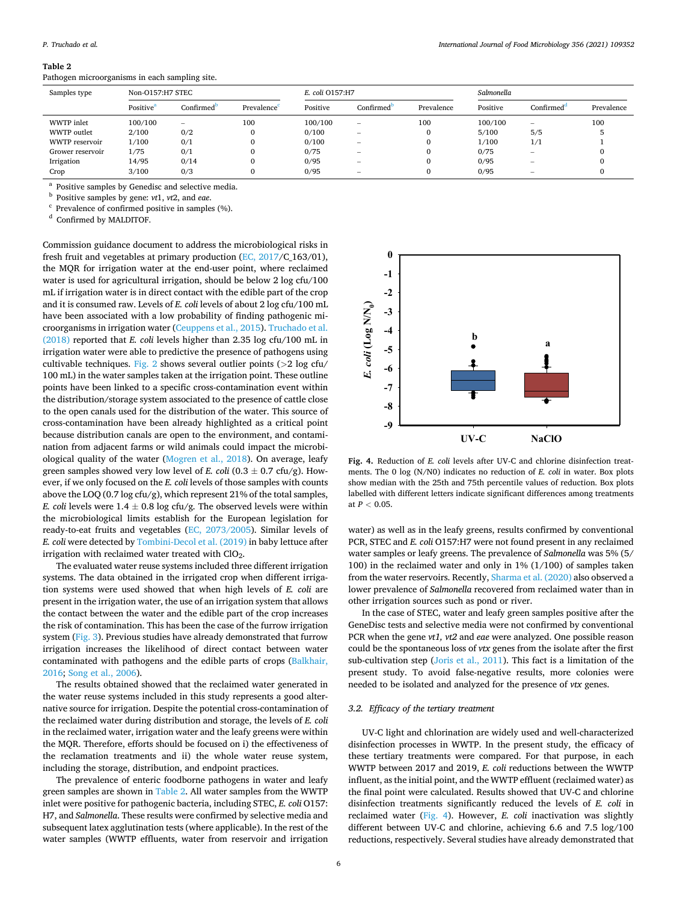**Table 2**
Pathogen microorganisms in each sampling site.

| Samples type | Non-O157:H7 STEC | | | *E. coli* O157:H7 | | | *Salmonella* | | |
|---|---|---|---|---|---|---|---|---|---|
| | Positive[a] | Confirmed[b] | Prevalence[c] | Positive | Confirmed[b] | Prevalence | Positive | Confirmed[d] | Prevalence |
| WWTP inlet | 100/100 | – | 100 | 100/100 | – | 100 | 100/100 | – | 100 |
| WWTP outlet | 2/100 | 0/2 | 0 | 0/100 | – | 0 | 5/100 | 5/5 | 5 |
| WWTP reservoir | 1/100 | 0/1 | 0 | 0/100 | – | 0 | 1/100 | 1/1 | 1 |
| Grower reservoir | 1/75 | 0/1 | 0 | 0/75 | – | 0 | 0/75 | – | 0 |
| Irrigation | 14/95 | 0/14 | 0 | 0/95 | – | 0 | 0/95 | – | 0 |
| Crop | 3/100 | 0/3 | 0 | 0/95 | – | 0 | 0/95 | – | 0 |

[a] Positive samples by Genedisc and selective media.
[b] Positive samples by gene: *vt*1, *vt*2, and *eae*.
[c] Prevalence of confirmed positive in samples (%).
[d] Confirmed by MALDITOF.

Commission guidance document to address the microbiological risks in fresh fruit and vegetables at primary production (EC, 2017/C_163/01), the MQR for irrigation water at the end-user point, where reclaimed water is used for agricultural irrigation, should be below 2 log cfu/100 mL if irrigation water is in direct contact with the edible part of the crop and it is consumed raw. Levels of *E. coli* levels of about 2 log cfu/100 mL have been associated with a low probability of finding pathogenic microorganisms in irrigation water (Ceuppens et al., 2015). Truchado et al. (2018) reported that *E. coli* levels higher than 2.35 log cfu/100 mL in irrigation water were able to predictive the presence of pathogens using cultivable techniques. Fig. 2 shows several outlier points (>2 log cfu/100 mL) in the water samples taken at the irrigation point. These outline points have been linked to a specific cross-contamination event within the distribution/storage system associated to the presence of cattle close to the open canals used for the distribution of the water. This source of cross-contamination have been already highlighted as a critical point because distribution canals are open to the environment, and contamination from adjacent farms or wild animals could impact the microbiological quality of the water (Mogren et al., 2018). On average, leafy green samples showed very low level of *E. coli* (0.3 ± 0.7 cfu/g). However, if we only focused on the *E. coli* levels of those samples with counts above the LOQ (0.7 log cfu/g), which represent 21% of the total samples, *E. coli* levels were 1.4 ± 0.8 log cfu/g. The observed levels were within the microbiological limits establish for the European legislation for ready-to-eat fruits and vegetables (EC, 2073/2005). Similar levels of *E. coli* were detected by Tombini-Decol et al. (2019) in baby lettuce after irrigation with reclaimed water treated with $ClO_2$.

The evaluated water reuse systems included three different irrigation systems. The data obtained in the irrigated crop when different irrigation systems were used showed that when high levels of *E. coli* are present in the irrigation water, the use of an irrigation system that allows the contact between the water and the edible part of the crop increases the risk of contamination. This has been the case of the furrow irrigation system (Fig. 3). Previous studies have already demonstrated that furrow irrigation increases the likelihood of direct contact between water contaminated with pathogens and the edible parts of crops (Balkhair, 2016; Song et al., 2006).

The results obtained showed that the reclaimed water generated in the water reuse systems included in this study represents a good alternative source for irrigation. Despite the potential cross-contamination of the reclaimed water during distribution and storage, the levels of *E. coli* in the reclaimed water, irrigation water and the leafy greens were within the MQR. Therefore, efforts should be focused on i) the effectiveness of the reclamation treatments and ii) the whole water reuse system, including the storage, distribution, and endpoint practices.

The prevalence of enteric foodborne pathogens in water and leafy green samples are shown in Table 2. All water samples from the WWTP inlet were positive for pathogenic bacteria, including STEC, *E. coli* O157:H7, and *Salmonella*. These results were confirmed by selective media and subsequent latex agglutination tests (where applicable). In the rest of the water samples (WWTP effluents, water from reservoir and irrigation water) as well as in the leafy greens, results confirmed by conventional PCR, STEC and *E. coli* O157:H7 were not found present in any reclaimed water samples or leafy greens. The prevalence of *Salmonella* was 5% (5/100) in the reclaimed water and only in 1% (1/100) of samples taken from the water reservoirs. Recently, Sharma et al. (2020) also observed a lower prevalence of *Salmonella* recovered from reclaimed water than in other irrigation sources such as pond or river.

In the case of STEC, water and leafy green samples positive after the GeneDisc tests and selective media were not confirmed by conventional PCR when the gene *vt1, vt2* and *eae* were analyzed. One possible reason could be the spontaneous loss of *vtx* genes from the isolate after the first sub-cultivation step (Joris et al., 2011). This fact is a limitation of the present study. To avoid false-negative results, more colonies were needed to be isolated and analyzed for the presence of *vtx* genes.

**Fig. 4.** Reduction of *E. coli* levels after UV-C and chlorine disinfection treatments. The 0 log (N/N0) indicates no reduction of *E. coli* in water. Box plots show median with the 25th and 75th percentile values of reduction. Box plots labelled with different letters indicate significant differences among treatments at $P < 0.05$.

### 3.2. Efficacy of the tertiary treatment

UV-C light and chlorination are widely used and well-characterized disinfection processes in WWTP. In the present study, the efficacy of these tertiary treatments were compared. For that purpose, in each WWTP between 2017 and 2019, *E. coli* reductions between the WWTP influent, as the initial point, and the WWTP effluent (reclaimed water) as the final point were calculated. Results showed that UV-C and chlorine disinfection treatments significantly reduced the levels of *E. coli* in reclaimed water (Fig. 4). However, *E. coli* inactivation was slightly different between UV-C and chlorine, achieving 6.6 and 7.5 log/100 reductions, respectively. Several studies have already demonstrated that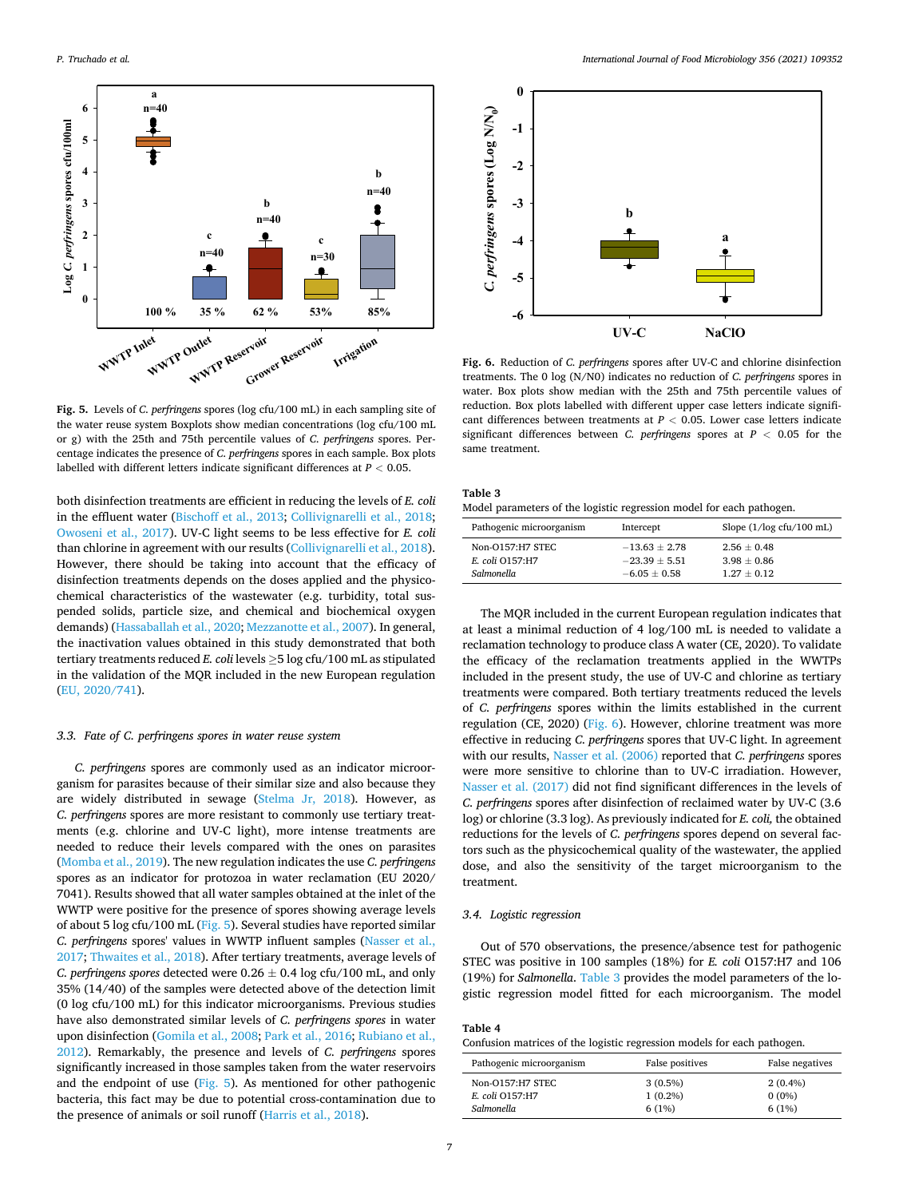Fig. 5. Levels of *C. perfringens* spores (log cfu/100 mL) in each sampling site of the water reuse system Boxplots show median concentrations (log cfu/100 mL or g) with the 25th and 75th percentile values of *C. perfringens* spores. Percentage indicates the presence of *C. perfringens* spores in each sample. Box plots labelled with different letters indicate significant differences at $P < 0.05$.

both disinfection treatments are efficient in reducing the levels of *E. coli* in the effluent water (Bischoff et al., 2013; Collivignarelli et al., 2018; Owoseni et al., 2017). UV-C light seems to be less effective for *E. coli* than chlorine in agreement with our results (Collivignarelli et al., 2018). However, there should be taking into account that the efficacy of disinfection treatments depends on the doses applied and the physicochemical characteristics of the wastewater (e.g. turbidity, total suspended solids, particle size, and chemical and biochemical oxygen demands) (Hassaballah et al., 2020; Mezzanotte et al., 2007). In general, the inactivation values obtained in this study demonstrated that both tertiary treatments reduced *E. coli* levels ≥5 log cfu/100 mL as stipulated in the validation of the MQR included in the new European regulation (EU, 2020/741).

### 3.3. Fate of C. perfringens spores in water reuse system

*C. perfringens* spores are commonly used as an indicator microorganism for parasites because of their similar size and also because they are widely distributed in sewage (Stelma Jr, 2018). However, as *C. perfringens* spores are more resistant to commonly use tertiary treatments (e.g. chlorine and UV-C light), more intense treatments are needed to reduce their levels compared with the ones on parasites (Momba et al., 2019). The new regulation indicates the use *C. perfringens* spores as an indicator for protozoa in water reclamation (EU 2020/7041). Results showed that all water samples obtained at the inlet of the WWTP were positive for the presence of spores showing average levels of about 5 log cfu/100 mL (Fig. 5). Several studies have reported similar *C. perfringens* spores' values in WWTP influent samples (Nasser et al., 2017; Thwaites et al., 2018). After tertiary treatments, average levels of *C. perfringens spores* detected were 0.26 ± 0.4 log cfu/100 mL, and only 35% (14/40) of the samples were detected above of the detection limit (0 log cfu/100 mL) for this indicator microorganisms. Previous studies have also demonstrated similar levels of *C. perfringens spores* in water upon disinfection (Gomila et al., 2008; Park et al., 2016; Rubiano et al., 2012). Remarkably, the presence and levels of *C. perfringens* spores significantly increased in those samples taken from the water reservoirs and the endpoint of use (Fig. 5). As mentioned for other pathogenic bacteria, this fact may be due to potential cross-contamination due to the presence of animals or soil runoff (Harris et al., 2018).

Fig. 6. Reduction of *C. perfringens* spores after UV-C and chlorine disinfection treatments. The 0 log (N/N0) indicates no reduction of *C. perfringens* spores in water. Box plots show median with the 25th and 75th percentile values of reduction. Box plots labelled with different upper case letters indicate significant differences between treatments at $P < 0.05$. Lower case letters indicate significant differences between *C. perfringens* spores at $P < 0.05$ for the same treatment.

**Table 3**
Model parameters of the logistic regression model for each pathogen.

| Pathogenic microorganism | Intercept | Slope (1/log cfu/100 mL) |
|---|---|---|
| Non-O157:H7 STEC | −13.63 ± 2.78 | 2.56 ± 0.48 |
| *E. coli* O157:H7 | −23.39 ± 5.51 | 3.98 ± 0.86 |
| *Salmonella* | −6.05 ± 0.58 | 1.27 ± 0.12 |

The MQR included in the current European regulation indicates that at least a minimal reduction of 4 log/100 mL is needed to validate a reclamation technology to produce class A water (CE, 2020). To validate the efficacy of the reclamation treatments applied in the WWTPs included in the present study, the use of UV-C and chlorine as tertiary treatments were compared. Both tertiary treatments reduced the levels of *C. perfringens* spores within the limits established in the current regulation (CE, 2020) (Fig. 6). However, chlorine treatment was more effective in reducing *C. perfringens* spores that UV-C light. In agreement with our results, Nasser et al. (2006) reported that *C. perfringens* spores were more sensitive to chlorine than to UV-C irradiation. However, Nasser et al. (2017) did not find significant differences in the levels of *C. perfringens* spores after disinfection of reclaimed water by UV-C (3.6 log) or chlorine (3.3 log). As previously indicated for *E. coli,* the obtained reductions for the levels of *C. perfringens* spores depend on several factors such as the physicochemical quality of the wastewater, the applied dose, and also the sensitivity of the target microorganism to the treatment.

### 3.4. Logistic regression

Out of 570 observations, the presence/absence test for pathogenic STEC was positive in 100 samples (18%) for *E. coli* O157:H7 and 106 (19%) for *Salmonella*. Table 3 provides the model parameters of the logistic regression model fitted for each microorganism. The model

**Table 4**
Confusion matrices of the logistic regression models for each pathogen.

| Pathogenic microorganism | False positives | False negatives |
|---|---|---|
| Non-O157:H7 STEC | 3 (0.5%) | 2 (0.4%) |
| *E. coli* O157:H7 | 1 (0.2%) | 0 (0%) |
| *Salmonella* | 6 (1%) | 6 (1%) |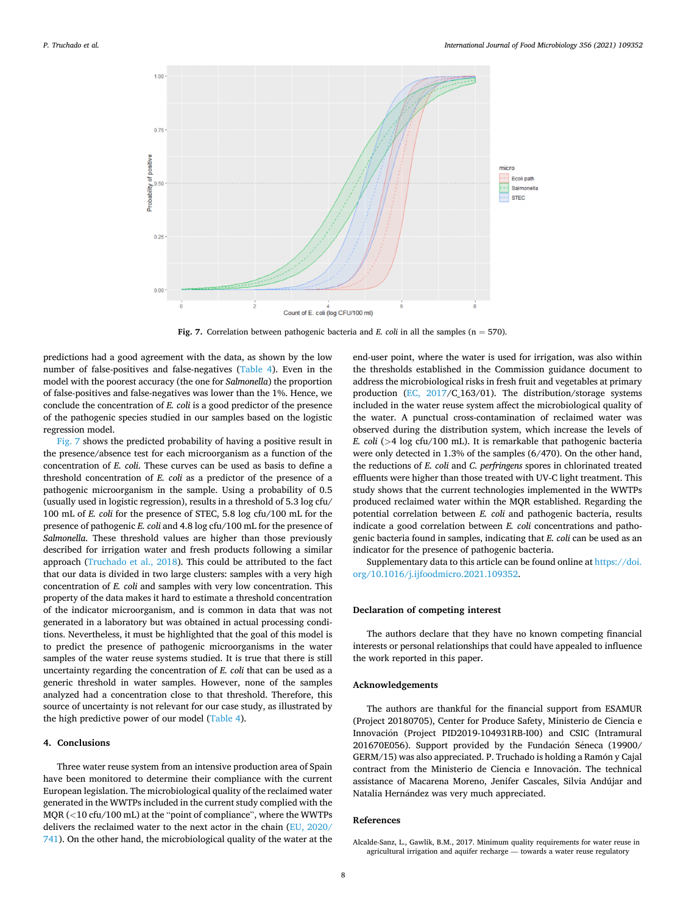Fig. 7. Correlation between pathogenic bacteria and *E. coli* in all the samples (n = 570).

predictions had a good agreement with the data, as shown by the low number of false-positives and false-negatives (Table 4). Even in the model with the poorest accuracy (the one for *Salmonella*) the proportion of false-positives and false-negatives was lower than the 1%. Hence, we conclude the concentration of *E. coli* is a good predictor of the presence of the pathogenic species studied in our samples based on the logistic regression model.

Fig. 7 shows the predicted probability of having a positive result in the presence/absence test for each microorganism as a function of the concentration of *E. coli*. These curves can be used as basis to define a threshold concentration of *E. coli* as a predictor of the presence of a pathogenic microorganism in the sample. Using a probability of 0.5 (usually used in logistic regression), results in a threshold of 5.3 log cfu/100 mL of *E. coli* for the presence of STEC, 5.8 log cfu/100 mL for the presence of pathogenic *E. coli* and 4.8 log cfu/100 mL for the presence of *Salmonella*. These threshold values are higher than those previously described for irrigation water and fresh products following a similar approach (Truchado et al., 2018). This could be attributed to the fact that our data is divided in two large clusters: samples with a very high concentration of *E. coli* and samples with very low concentration. This property of the data makes it hard to estimate a threshold concentration of the indicator microorganism, and is common in data that was not generated in a laboratory but was obtained in actual processing conditions. Nevertheless, it must be highlighted that the goal of this model is to predict the presence of pathogenic microorganisms in the water samples of the water reuse systems studied. It is true that there is still uncertainty regarding the concentration of *E. coli* that can be used as a generic threshold in water samples. However, none of the samples analyzed had a concentration close to that threshold. Therefore, this source of uncertainty is not relevant for our case study, as illustrated by the high predictive power of our model (Table 4).

## 4. Conclusions

Three water reuse system from an intensive production area of Spain have been monitored to determine their compliance with the current European legislation. The microbiological quality of the reclaimed water generated in the WWTPs included in the current study complied with the MQR (<10 cfu/100 mL) at the "point of compliance", where the WWTPs delivers the reclaimed water to the next actor in the chain (EU, 2020/741). On the other hand, the microbiological quality of the water at the end-user point, where the water is used for irrigation, was also within the thresholds established in the Commission guidance document to address the microbiological risks in fresh fruit and vegetables at primary production (EC, 2017/C_163/01). The distribution/storage systems included in the water reuse system affect the microbiological quality of the water. A punctual cross-contamination of reclaimed water was observed during the distribution system, which increase the levels of *E. coli* (>4 log cfu/100 mL). It is remarkable that pathogenic bacteria were only detected in 1.3% of the samples (6/470). On the other hand, the reductions of *E. coli* and *C. perfringens* spores in chlorinated treated effluents were higher than those treated with UV-C light treatment. This study shows that the current technologies implemented in the WWTPs produced reclaimed water within the MQR established. Regarding the potential correlation between *E. coli* and pathogenic bacteria, results indicate a good correlation between *E. coli* concentrations and pathogenic bacteria found in samples, indicating that *E. coli* can be used as an indicator for the presence of pathogenic bacteria.

Supplementary data to this article can be found online at https://doi.org/10.1016/j.ijfoodmicro.2021.109352.

## Declaration of competing interest

The authors declare that they have no known competing financial interests or personal relationships that could have appealed to influence the work reported in this paper.

## Acknowledgements

The authors are thankful for the financial support from ESAMUR (Project 20180705), Center for Produce Safety, Ministerio de Ciencia e Innovación (Project PID2019-104931RB-I00) and CSIC (Intramural 201670E056). Support provided by the Fundación Séneca (19900/GERM/15) was also appreciated. P. Truchado is holding a Ramón y Cajal contract from the Ministerio de Ciencia e Innovación. The technical assistance of Macarena Moreno, Jenifer Cascales, Silvia Andújar and Natalia Hernández was very much appreciated.

## References

Alcalde-Sanz, L., Gawlik, B.M., 2017. Minimum quality requirements for water reuse in agricultural irrigation and aquifer recharge — towards a water reuse regulatory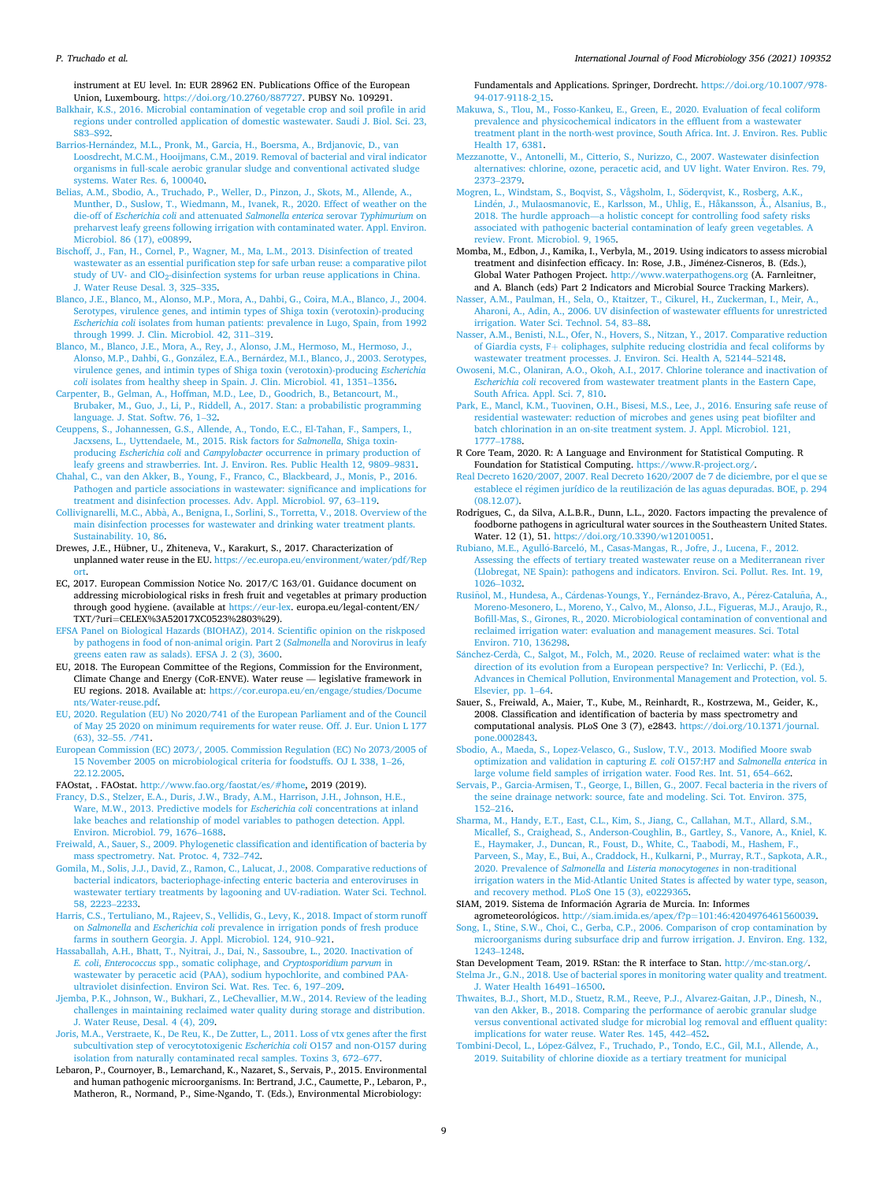instrument at EU level. In: EUR 28962 EN. Publications Office of the European Union, Luxembourg. https://doi.org/10.2760/887727. PUBSY No. 109291.

Balkhair, K.S., 2016. Microbial contamination of vegetable crop and soil profile in arid regions under controlled application of domestic wastewater. Saudi J. Biol. Sci. 23, S83–S92.

Barrios-Hernández, M.L., Pronk, M., Garcia, H., Boersma, A., Brdjanovic, D., van Loosdrecht, M.C.M., Hooijmans, C.M., 2019. Removal of bacterial and viral indicator organisms in full-scale aerobic granular sludge and conventional activated sludge systems. Water Res. 6, 100040.

Belias, A.M., Sbodio, A., Truchado, P., Weller, D., Pinzon, J., Skots, M., Allende, A., Munther, D., Suslow, T., Wiedmann, M., Ivanek, R., 2020. Effect of weather on the die-off of *Escherichia coli* and attenuated *Salmonella enterica* serovar *Typhimurium* on preharvest leafy greens following irrigation with contaminated water. Appl. Environ. Microbiol. 86 (17), e00899.

Bischoff, J., Fan, H., Cornel, P., Wagner, M., Ma, L.M., 2013. Disinfection of treated wastewater as an essential purification step for safe urban reuse: a comparative pilot study of UV- and $ClO_2$-disinfection systems for urban reuse applications in China. J. Water Reuse Desal. 3, 325–335.

Blanco, J.E., Blanco, M., Alonso, M.P., Mora, A., Dahbi, G., Coira, M.A., Blanco, J., 2004. Serotypes, virulence genes, and intimin types of Shiga toxin (verotoxin)-producing *Escherichia coli* isolates from human patients: prevalence in Lugo, Spain, from 1992 through 1999. J. Clin. Microbiol. 42, 311–319.

Blanco, M., Blanco, J.E., Mora, A., Rey, J., Alonso, J.M., Hermoso, M., Hermoso, J., Alonso, M.P., Dahbi, G., González, E.A., Bernárdez, M.I., Blanco, J., 2003. Serotypes, virulence genes, and intimin types of Shiga toxin (verotoxin)-producing *Escherichia coli* isolates from healthy sheep in Spain. J. Clin. Microbiol. 41, 1351–1356.

Carpenter, B., Gelman, A., Hoffman, M.D., Lee, D., Goodrich, B., Betancourt, M., Brubaker, M., Guo, J., Li, P., Riddell, A., 2017. Stan: a probabilistic programming language. J. Stat. Softw. 76, 1–32.

Ceuppens, S., Johannessen, G.S., Allende, A., Tondo, E.C., El-Tahan, F., Sampers, I., Jacxsens, L., Uyttendaele, M., 2015. Risk factors for *Salmonella*, Shiga toxin-producing *Escherichia coli* and *Campylobacter* occurrence in primary production of leafy greens and strawberries. Int. J. Environ. Res. Public Health 12, 9809–9831.

Chahal, C., van den Akker, B., Young, F., Franco, C., Blackbeard, J., Monis, P., 2016. Pathogen and particle associations in wastewater: significance and implications for treatment and disinfection processes. Adv. Appl. Microbiol. 97, 63–119.

Collivignarelli, M.C., Abbà, A., Benigna, I., Sorlini, S., Torretta, V., 2018. Overview of the main disinfection processes for wastewater and drinking water treatment plants. Sustainability. 10, 86.

Drewes, J.E., Hübner, U., Zhiteneva, V., Karakurt, S., 2017. Characterization of unplanned water reuse in the EU. https://ec.europa.eu/environment/water/pdf/Report.

EC, 2017. European Commission Notice No. 2017/C 163/01. Guidance document on addressing microbiological risks in fresh fruit and vegetables at primary production through good hygiene. (available at https://eur-lex. europa.eu/legal-content/EN/TXT/?uri=CELEX%3A52017XC0523%2803%29).

EFSA Panel on Biological Hazards (BIOHAZ), 2014. Scientific opinion on the riskposed by pathogens in food of non-animal origin. Part 2 (*Salmonella* and Norovirus in leafy greens eaten raw as salads). EFSA J. 2 (3), 3600.

EU, 2018. The European Committee of the Regions, Commission for the Environment, Climate Change and Energy (CoR-ENVE). Water reuse — legislative framework in EU regions. 2018. Available at: https://cor.europa.eu/en/engage/studies/Documents/Water-reuse.pdf.

EU, 2020. Regulation (EU) No 2020/741 of the European Parliament and of the Council of May 25 2020 on minimum requirements for water reuse. Off. J. Eur. Union L 177 (63), 32–55. /741.

European Commission (EC) 2073/, 2005. Commission Regulation (EC) No 2073/2005 of 15 November 2005 on microbiological criteria for foodstuffs. OJ L 338, 1–26, 22.12.2005.

FAOstat, . FAOstat. http://www.fao.org/faostat/es/#home, 2019 (2019).

Francy, D.S., Stelzer, E.A., Duris, J.W., Brady, A.M., Harrison, J.H., Johnson, H.E., Ware, M.W., 2013. Predictive models for *Escherichia coli* concentrations at inland lake beaches and relationship of model variables to pathogen detection. Appl. Environ. Microbiol. 79, 1676–1688.

Freiwald, A., Sauer, S., 2009. Phylogenetic classification and identification of bacteria by mass spectrometry. Nat. Protoc. 4, 732–742.

Gomila, M., Solis, J.J., David, Z., Ramon, C., Lalucat, J., 2008. Comparative reductions of bacterial indicators, bacteriophage-infecting enteric bacteria and enteroviruses in wastewater tertiary treatments by lagooning and UV-radiation. Water Sci. Technol. 58, 2223–2233.

Harris, C.S., Tertuliano, M., Rajeev, S., Vellidis, G., Levy, K., 2018. Impact of storm runoff on *Salmonella* and *Escherichia coli* prevalence in irrigation ponds of fresh produce farms in southern Georgia. J. Appl. Microbiol. 124, 910–921.

Hassaballah, A.H., Bhatt, T., Nyitrai, J., Dai, N., Sassoubre, L., 2020. Inactivation of *E. coli*, *Enterococcus* spp., somatic coliphage, and *Cryptosporidium parvum* in wastewater by peracetic acid (PAA), sodium hypochlorite, and combined PAA-ultraviolet disinfection. Environ Sci. Wat. Res. Tec. 6, 197–209.

Jjemba, P.K., Johnson, W., Bukhari, Z., LeChevallier, M.W., 2014. Review of the leading challenges in maintaining reclaimed water quality during storage and distribution. J. Water Reuse, Desal. 4 (4), 209.

Joris, M.A., Verstraete, K., De Reu, K., De Zutter, L., 2011. Loss of vtx genes after the first subcultivation step of verocytotoxigenic *Escherichia coli* O157 and non-O157 during isolation from naturally contaminated recal samples. Toxins 3, 672–677.

Lebaron, P., Cournoyer, B., Lemarchand, K., Nazaret, S., Servais, P., 2015. Environmental and human pathogenic microorganisms. In: Bertrand, J.C., Caumette, P., Lebaron, P., Matheron, R., Normand, P., Sime-Ngando, T. (Eds.), Environmental Microbiology: Fundamentals and Applications. Springer, Dordrecht. https://doi.org/10.1007/978-94-017-9118-2_15.

Makuwa, S., Tlou, M., Fosso-Kankeu, E., Green, E., 2020. Evaluation of fecal coliform prevalence and physicochemical indicators in the effluent from a wastewater treatment plant in the north-west province, South Africa. Int. J. Environ. Res. Public Health 17, 6381.

Mezzanotte, V., Antonelli, M., Citterio, S., Nurizzo, C., 2007. Wastewater disinfection alternatives: chlorine, ozone, peracetic acid, and UV light. Water Environ. Res. 79, 2373–2379.

Mogren, L., Windstam, S., Boqvist, S., Vågsholm, I., Söderqvist, K., Rosberg, A.K., Lindén, J., Mulaosmanovic, E., Karlsson, M., Uhlig, E., Håkansson, Å., Alsanius, B., 2018. The hurdle approach—a holistic concept for controlling food safety risks associated with pathogenic bacterial contamination of leafy green vegetables. A review. Front. Microbiol. 9, 1965.

Momba, M., Edbon, J., Kamika, I., Verbyla, M., 2019. Using indicators to assess microbial treatment and disinfection efficacy. In: Rose, J.B., Jiménez-Cisneros, B. (Eds.), Global Water Pathogen Project. http://www.waterpathogens.org (A. Farnleitner, and A. Blanch (eds) Part 2 Indicators and Microbial Source Tracking Markers).

Nasser, A.M., Paulman, H., Sela, O., Ktaitzer, T., Cikurel, H., Zuckerman, I., Meir, A., Aharoni, A., Adin, A., 2006. UV disinfection of wastewater effluents for unrestricted irrigation. Water Sci. Technol. 54, 83–88.

Nasser, A.M., Benisti, N.L., Ofer, N., Hovers, S., Nitzan, Y., 2017. Comparative reduction of Giardia cysts, F+ coliphages, sulphite reducing clostridia and fecal coliforms by wastewater treatment processes. J. Environ. Sci. Health A, 52144–52148.

Owoseni, M.C., Olaniran, A.O., Okoh, A.I., 2017. Chlorine tolerance and inactivation of *Escherichia coli* recovered from wastewater treatment plants in the Eastern Cape, South Africa. Appl. Sci. 7, 810.

Park, E., Mancl, K.M., Tuovinen, O.H., Bisesi, M.S., Lee, J., 2016. Ensuring safe reuse of residential wastewater: reduction of microbes and genes using peat biofilter and batch chlorination in an on-site treatment system. J. Appl. Microbiol. 121, 1777–1788.

R Core Team, 2020. R: A Language and Environment for Statistical Computing. R Foundation for Statistical Computing. https://www.R-project.org/.

Real Decreto 1620/2007, 2007. Real Decreto 1620/2007 de 7 de diciembre, por el que se establece el régimen jurídico de la reutilización de las aguas depuradas. BOE, p. 294 (08.12.07).

Rodrigues, C., da Silva, A.L.B.R., Dunn, L.L., 2020. Factors impacting the prevalence of foodborne pathogens in agricultural water sources in the Southeastern United States. Water. 12 (1), 51. https://doi.org/10.3390/w12010051.

Rubiano, M.E., Agulló-Barceló, M., Casas-Mangas, R., Jofre, J., Lucena, F., 2012. Assessing the effects of tertiary treated wastewater reuse on a Mediterranean river (Llobregat, NE Spain): pathogens and indicators. Environ. Sci. Pollut. Res. Int. 19, 1026–1032.

Rusiñol, M., Hundesa, A., Cárdenas-Youngs, Y., Fernández-Bravo, A., Pérez-Cataluña, A., Moreno-Mesonero, L., Moreno, Y., Calvo, M., Alonso, J.L., Figueras, M.J., Araujo, R., Bofill-Mas, S., Girones, R., 2020. Microbiological contamination of conventional and reclaimed irrigation water: evaluation and management measures. Sci. Total Environ. 710, 136298.

Sánchez-Cerdà, C., Salgot, M., Folch, M., 2020. Reuse of reclaimed water: what is the direction of its evolution from a European perspective? In: Verlicchi, P. (Ed.), Advances in Chemical Pollution, Environmental Management and Protection, vol. 5. Elsevier, pp. 1–64.

Sauer, S., Freiwald, A., Maier, T., Kube, M., Reinhardt, R., Kostrzewa, M., Geider, K., 2008. Classification and identification of bacteria by mass spectrometry and computational analysis. PLoS One 3 (7), e2843. https://doi.org/10.1371/journal.pone.0002843.

Sbodio, A., Maeda, S., Lopez-Velasco, G., Suslow, T.V., 2013. Modified Moore swab optimization and validation in capturing *E. coli* O157:H7 and *Salmonella enterica* in large volume field samples of irrigation water. Food Res. Int. 51, 654–662.

Servais, P., Garcia-Armisen, T., George, I., Billen, G., 2007. Fecal bacteria in the rivers of the seine drainage network: source, fate and modeling. Sci. Tot. Environ. 375, 152–216.

Sharma, M., Handy, E.T., East, C.L., Kim, S., Jiang, C., Callahan, M.T., Allard, S.M., Micallef, S., Craighead, S., Anderson-Coughlin, B., Gartley, S., Vanore, A., Kniel, K. E., Haymaker, J., Duncan, R., Foust, D., White, C., Taabodi, M., Hashem, F., Parveen, S., May, E., Bui, A., Craddock, H., Kulkarni, P., Murray, R.T., Sapkota, A.R., 2020. Prevalence of *Salmonella* and *Listeria monocytogenes* in non-traditional irrigation waters in the Mid-Atlantic United States is affected by water type, season, and recovery method. PLoS One 15 (3), e0229365.

SIAM, 2019. Sistema de Información Agraria de Murcia. In: Informes agrometeorológicos. http://siam.imida.es/apex/f?p=101:46:4204976461560039.

Song, I., Stine, S.W., Choi, C., Gerba, C.P., 2006. Comparison of crop contamination by microorganisms during subsurface drip and furrow irrigation. J. Environ. Eng. 132, 1243–1248.

Stan Development Team, 2019. RStan: the R interface to Stan. http://mc-stan.org/.

Stelma Jr., G.N., 2018. Use of bacterial spores in monitoring water quality and treatment. J. Water Health 16491–16500.

Thwaites, B.J., Short, M.D., Stuetz, R.M., Reeve, P.J., Alvarez-Gaitan, J.P., Dinesh, N., van den Akker, B., 2018. Comparing the performance of aerobic granular sludge versus conventional activated sludge for microbial log removal and effluent quality: implications for water reuse. Water Res. 145, 442–452.

Tombini-Decol, L., López-Gálvez, F., Truchado, P., Tondo, E.C., Gil, M.I., Allende, A., 2019. Suitability of chlorine dioxide as a tertiary treatment for municipal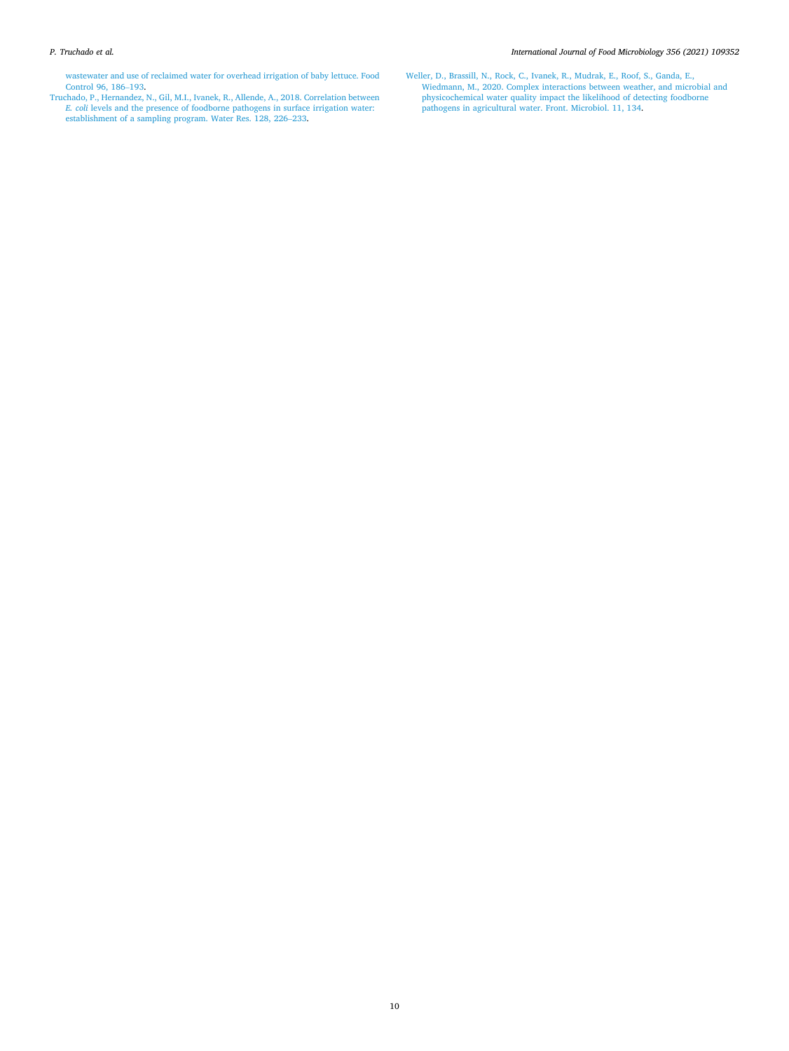wastewater and use of reclaimed water for overhead irrigation of baby lettuce. Food Control 96, 186–193.

Truchado, P., Hernandez, N., Gil, M.I., Ivanek, R., Allende, A., 2018. Correlation between *E. coli* levels and the presence of foodborne pathogens in surface irrigation water: establishment of a sampling program. Water Res. 128, 226–233.

Weller, D., Brassill, N., Rock, C., Ivanek, R., Mudrak, E., Roof, S., Ganda, E., Wiedmann, M., 2020. Complex interactions between weather, and microbial and physicochemical water quality impact the likelihood of detecting foodborne pathogens in agricultural water. Front. Microbiol. 11, 134.